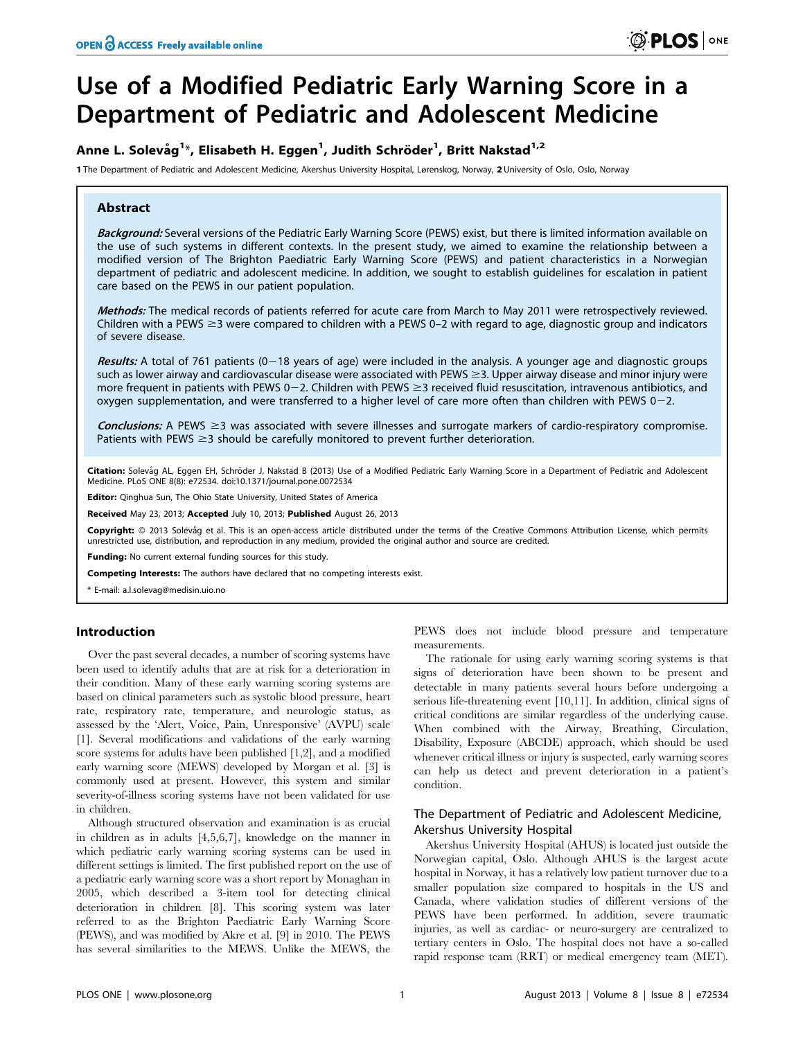# Use of a Modified Pediatric Early Warning Score in a Department of Pediatric and Adolescent Medicine

**Anne L. Solevåg[1]*, Elisabeth H. Eggen[1], Judith Schröder[1], Britt Nakstad[1,2]**

1 The Department of Pediatric and Adolescent Medicine, Akershus University Hospital, Lørenskog, Norway, 2 University of Oslo, Oslo, Norway

## Abstract

***Background:*** Several versions of the Pediatric Early Warning Score (PEWS) exist, but there is limited information available on the use of such systems in different contexts. In the present study, we aimed to examine the relationship between a modified version of The Brighton Paediatric Early Warning Score (PEWS) and patient characteristics in a Norwegian department of pediatric and adolescent medicine. In addition, we sought to establish guidelines for escalation in patient care based on the PEWS in our patient population.

***Methods:*** The medical records of patients referred for acute care from March to May 2011 were retrospectively reviewed. Children with a PEWS ≥3 were compared to children with a PEWS 0–2 with regard to age, diagnostic group and indicators of severe disease.

***Results:*** A total of 761 patients (0−18 years of age) were included in the analysis. A younger age and diagnostic groups such as lower airway and cardiovascular disease were associated with PEWS ≥3. Upper airway disease and minor injury were more frequent in patients with PEWS 0−2. Children with PEWS ≥3 received fluid resuscitation, intravenous antibiotics, and oxygen supplementation, and were transferred to a higher level of care more often than children with PEWS 0−2.

***Conclusions:*** A PEWS ≥3 was associated with severe illnesses and surrogate markers of cardio-respiratory compromise. Patients with PEWS ≥3 should be carefully monitored to prevent further deterioration.

**Citation:** Solevåg AL, Eggen EH, Schröder J, Nakstad B (2013) Use of a Modified Pediatric Early Warning Score in a Department of Pediatric and Adolescent Medicine. PLoS ONE 8(8): e72534. doi:10.1371/journal.pone.0072534

**Editor:** Qinghua Sun, The Ohio State University, United States of America

**Received** May 23, 2013; **Accepted** July 10, 2013; **Published** August 26, 2013

**Copyright:** © 2013 Solevåg et al. This is an open-access article distributed under the terms of the Creative Commons Attribution License, which permits unrestricted use, distribution, and reproduction in any medium, provided the original author and source are credited.

**Funding:** No current external funding sources for this study.

**Competing Interests:** The authors have declared that no competing interests exist.

* E-mail: a.l.solevag@medisin.uio.no

## Introduction

Over the past several decades, a number of scoring systems have been used to identify adults that are at risk for a deterioration in their condition. Many of these early warning scoring systems are based on clinical parameters such as systolic blood pressure, heart rate, respiratory rate, temperature, and neurologic status, as assessed by the 'Alert, Voice, Pain, Unresponsive' (AVPU) scale [1]. Several modifications and validations of the early warning score systems for adults have been published [1,2], and a modified early warning score (MEWS) developed by Morgan et al. [3] is commonly used at present. However, this system and similar severity-of-illness scoring systems have not been validated for use in children.

Although structured observation and examination is as crucial in children as in adults [4,5,6,7], knowledge on the manner in which pediatric early warning scoring systems can be used in different settings is limited. The first published report on the use of a pediatric early warning score was a short report by Monaghan in 2005, which described a 3-item tool for detecting clinical deterioration in children [8]. This scoring system was later referred to as the Brighton Paediatric Early Warning Score (PEWS), and was modified by Akre et al. [9] in 2010. The PEWS has several similarities to the MEWS. Unlike the MEWS, the PEWS does not include blood pressure and temperature measurements.

The rationale for using early warning scoring systems is that signs of deterioration have been shown to be present and detectable in many patients several hours before undergoing a serious life-threatening event [10,11]. In addition, clinical signs of critical conditions are similar regardless of the underlying cause. When combined with the Airway, Breathing, Circulation, Disability, Exposure (ABCDE) approach, which should be used whenever critical illness or injury is suspected, early warning scores can help us detect and prevent deterioration in a patient's condition.

### The Department of Pediatric and Adolescent Medicine, Akershus University Hospital

Akershus University Hospital (AHUS) is located just outside the Norwegian capital, Oslo. Although AHUS is the largest acute hospital in Norway, it has a relatively low patient turnover due to a smaller population size compared to hospitals in the US and Canada, where validation studies of different versions of the PEWS have been performed. In addition, severe traumatic injuries, as well as cardiac- or neuro-surgery are centralized to tertiary centers in Oslo. The hospital does not have a so-called rapid response team (RRT) or medical emergency team (MET).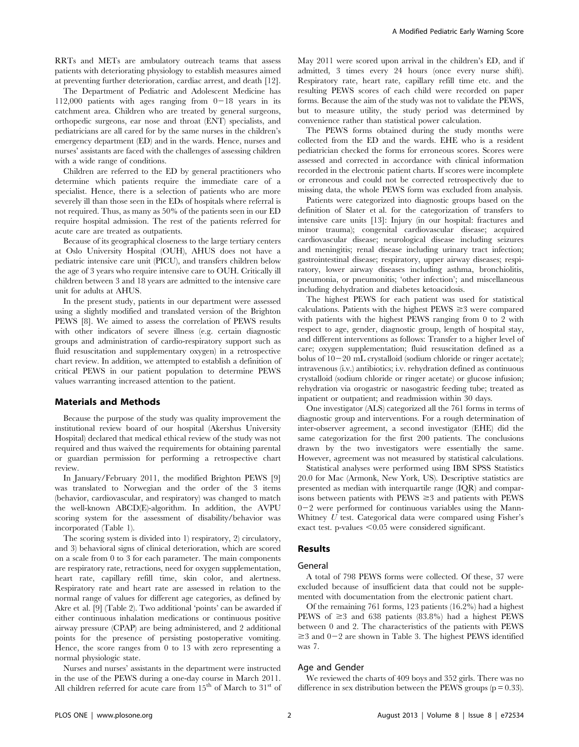RRTs and METs are ambulatory outreach teams that assess patients with deteriorating physiology to establish measures aimed at preventing further deterioration, cardiac arrest, and death [12].

The Department of Pediatric and Adolescent Medicine has 112,000 patients with ages ranging from 0−18 years in its catchment area. Children who are treated by general surgeons, orthopedic surgeons, ear nose and throat (ENT) specialists, and pediatricians are all cared for by the same nurses in the children's emergency department (ED) and in the wards. Hence, nurses and nurses' assistants are faced with the challenges of assessing children with a wide range of conditions.

Children are referred to the ED by general practitioners who determine which patients require the immediate care of a specialist. Hence, there is a selection of patients who are more severely ill than those seen in the EDs of hospitals where referral is not required. Thus, as many as 50% of the patients seen in our ED require hospital admission. The rest of the patients referred for acute care are treated as outpatients.

Because of its geographical closeness to the large tertiary centers at Oslo University Hospital (OUH), AHUS does not have a pediatric intensive care unit (PICU), and transfers children below the age of 3 years who require intensive care to OUH. Critically ill children between 3 and 18 years are admitted to the intensive care unit for adults at AHUS.

In the present study, patients in our department were assessed using a slightly modified and translated version of the Brighton PEWS [8]. We aimed to assess the correlation of PEWS results with other indicators of severe illness (e.g. certain diagnostic groups and administration of cardio-respiratory support such as fluid resuscitation and supplementary oxygen) in a retrospective chart review. In addition, we attempted to establish a definition of critical PEWS in our patient population to determine PEWS values warranting increased attention to the patient.

## Materials and Methods

Because the purpose of the study was quality improvement the institutional review board of our hospital (Akershus University Hospital) declared that medical ethical review of the study was not required and thus waived the requirements for obtaining parental or guardian permission for performing a retrospective chart review.

In January/February 2011, the modified Brighton PEWS [9] was translated to Norwegian and the order of the 3 items (behavior, cardiovascular, and respiratory) was changed to match the well-known ABCD(E)-algorithm. In addition, the AVPU scoring system for the assessment of disability/behavior was incorporated (Table 1).

The scoring system is divided into 1) respiratory, 2) circulatory, and 3) behavioral signs of clinical deterioration, which are scored on a scale from 0 to 3 for each parameter. The main components are respiratory rate, retractions, need for oxygen supplementation, heart rate, capillary refill time, skin color, and alertness. Respiratory rate and heart rate are assessed in relation to the normal range of values for different age categories, as defined by Akre et al. [9] (Table 2). Two additional 'points' can be awarded if either continuous inhalation medications or continuous positive airway pressure (CPAP) are being administered, and 2 additional points for the presence of persisting postoperative vomiting. Hence, the score ranges from 0 to 13 with zero representing a normal physiologic state.

Nurses and nurses' assistants in the department were instructed in the use of the PEWS during a one-day course in March 2011. All children referred for acute care from 15th of March to 31st of May 2011 were scored upon arrival in the children's ED, and if admitted, 3 times every 24 hours (once every nurse shift). Respiratory rate, heart rate, capillary refill time etc. and the resulting PEWS scores of each child were recorded on paper forms. Because the aim of the study was not to validate the PEWS, but to measure utility, the study period was determined by convenience rather than statistical power calculation.

The PEWS forms obtained during the study months were collected from the ED and the wards. EHE who is a resident pediatrician checked the forms for erroneous scores. Scores were assessed and corrected in accordance with clinical information recorded in the electronic patient charts. If scores were incomplete or erroneous and could not be corrected retrospectively due to missing data, the whole PEWS form was excluded from analysis.

Patients were categorized into diagnostic groups based on the definition of Slater et al. for the categorization of transfers to intensive care units [13]: Injury (in our hospital: fractures and minor trauma); congenital cardiovascular disease; acquired cardiovascular disease; neurological disease including seizures and meningitis; renal disease including urinary tract infection; gastrointestinal disease; respiratory, upper airway diseases; respiratory, lower airway diseases including asthma, bronchiolitis, pneumonia, or pneumonitis; 'other infection'; and miscellaneous including dehydration and diabetes ketoacidosis.

The highest PEWS for each patient was used for statistical calculations. Patients with the highest PEWS ≥3 were compared with patients with the highest PEWS ranging from 0 to 2 with respect to age, gender, diagnostic group, length of hospital stay, and different interventions as follows: Transfer to a higher level of care; oxygen supplementation; fluid resuscitation defined as a bolus of 10−20 mL crystalloid (sodium chloride or ringer acetate); intravenous (i.v.) antibiotics; i.v. rehydration defined as continuous crystalloid (sodium chloride or ringer acetate) or glucose infusion; rehydration via orogastric or nasogastric feeding tube; treated as inpatient or outpatient; and readmission within 30 days.

One investigator (ALS) categorized all the 761 forms in terms of diagnostic group and interventions. For a rough determination of inter-observer agreement, a second investigator (EHE) did the same categorization for the first 200 patients. The conclusions drawn by the two investigators were essentially the same. However, agreement was not measured by statistical calculations.

Statistical analyses were performed using IBM SPSS Statistics 20.0 for Mac (Armonk, New York, US). Descriptive statistics are presented as median with interquartile range (IQR) and comparisons between patients with PEWS ≥3 and patients with PEWS 0−2 were performed for continuous variables using the Mann-Whitney *U* test. Categorical data were compared using Fisher's exact test. p-values <0.05 were considered significant.

## Results

### General

A total of 798 PEWS forms were collected. Of these, 37 were excluded because of insufficient data that could not be supplemented with documentation from the electronic patient chart.

Of the remaining 761 forms, 123 patients (16.2%) had a highest PEWS of ≥3 and 638 patients (83.8%) had a highest PEWS between 0 and 2. The characteristics of the patients with PEWS ≥3 and 0−2 are shown in Table 3. The highest PEWS identified was 7.

### Age and Gender

We reviewed the charts of 409 boys and 352 girls. There was no difference in sex distribution between the PEWS groups ($p = 0.33$).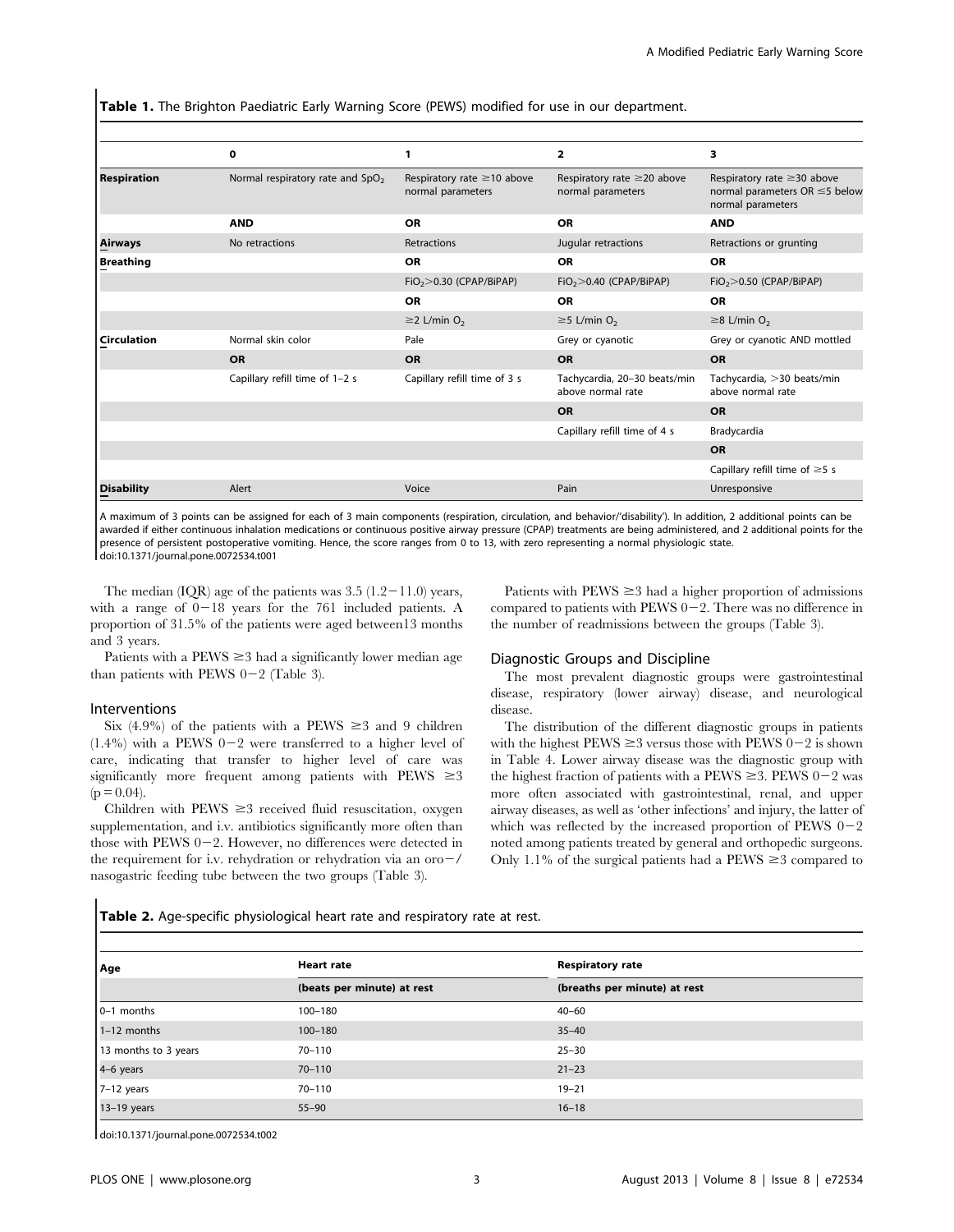**Table 1.** The Brighton Paediatric Early Warning Score (PEWS) modified for use in our department.

| | 0 | 1 | 2 | 3 |
|---|---|---|---|---|
| **Respiration** | Normal respiratory rate and $SpO_2$ | Respiratory rate ≥10 above normal parameters | Respiratory rate ≥20 above normal parameters | Respiratory rate ≥30 above normal parameters OR ≤5 below normal parameters |
| | **AND** | **OR** | **OR** | **AND** |
| **Airways** | No retractions | Retractions | Jugular retractions | Retractions or grunting |
| **Breathing** | | **OR** | **OR** | **OR** |
| | | $FiO_2$>0.30 (CPAP/BiPAP) | $FiO_2$>0.40 (CPAP/BiPAP) | $FiO_2$>0.50 (CPAP/BiPAP) |
| | | **OR** | **OR** | **OR** |
| | | ≥2 L/min $O_2$ | ≥5 L/min $O_2$ | ≥8 L/min $O_2$ |
| **Circulation** | Normal skin color | Pale | Grey or cyanotic | Grey or cyanotic AND mottled |
| | **OR** | **OR** | **OR** | **OR** |
| | Capillary refill time of 1–2 s | Capillary refill time of 3 s | Tachycardia, 20–30 beats/min above normal rate | Tachycardia, >30 beats/min above normal rate |
| | | | **OR** | **OR** |
| | | | Capillary refill time of 4 s | Bradycardia |
| | | | | **OR** |
| | | | | Capillary refill time of ≥5 s |
| **Disability** | Alert | Voice | Pain | Unresponsive |

A maximum of 3 points can be assigned for each of 3 main components (respiration, circulation, and behavior/'disability'). In addition, 2 additional points can be awarded if either continuous inhalation medications or continuous positive airway pressure (CPAP) treatments are being administered, and 2 additional points for the presence of persistent postoperative vomiting. Hence, the score ranges from 0 to 13, with zero representing a normal physiologic state.
doi:10.1371/journal.pone.0072534.t001

The median (IQR) age of the patients was 3.5 (1.2−11.0) years, with a range of 0−18 years for the 761 included patients. A proportion of 31.5% of the patients were aged between13 months and 3 years.

Patients with a PEWS ≥3 had a significantly lower median age than patients with PEWS 0−2 (Table 3).

### Interventions

Six (4.9%) of the patients with a PEWS ≥3 and 9 children (1.4%) with a PEWS 0−2 were transferred to a higher level of care, indicating that transfer to higher level of care was significantly more frequent among patients with PEWS ≥3 ($p = 0.04$).

Children with PEWS ≥3 received fluid resuscitation, oxygen supplementation, and i.v. antibiotics significantly more often than those with PEWS 0−2. However, no differences were detected in the requirement for i.v. rehydration or rehydration via an oro−/nasogastric feeding tube between the two groups (Table 3).

Patients with PEWS ≥3 had a higher proportion of admissions compared to patients with PEWS 0−2. There was no difference in the number of readmissions between the groups (Table 3).

### Diagnostic Groups and Discipline

The most prevalent diagnostic groups were gastrointestinal disease, respiratory (lower airway) disease, and neurological disease.

The distribution of the different diagnostic groups in patients with the highest PEWS ≥3 versus those with PEWS 0−2 is shown in Table 4. Lower airway disease was the diagnostic group with the highest fraction of patients with a PEWS ≥3. PEWS 0−2 was more often associated with gastrointestinal, renal, and upper airway diseases, as well as 'other infections' and injury, the latter of which was reflected by the increased proportion of PEWS 0−2 noted among patients treated by general and orthopedic surgeons. Only 1.1% of the surgical patients had a PEWS ≥3 compared to

**Table 2.** Age-specific physiological heart rate and respiratory rate at rest.

| Age | Heart rate | Respiratory rate |
|---|---|---|
| | (beats per minute) at rest | (breaths per minute) at rest |
| 0–1 months | 100–180 | 40–60 |
| 1–12 months | 100–180 | 35–40 |
| 13 months to 3 years | 70–110 | 25–30 |
| 4–6 years | 70–110 | 21–23 |
| 7–12 years | 70–110 | 19–21 |
| 13–19 years | 55–90 | 16–18 |

doi:10.1371/journal.pone.0072534.t002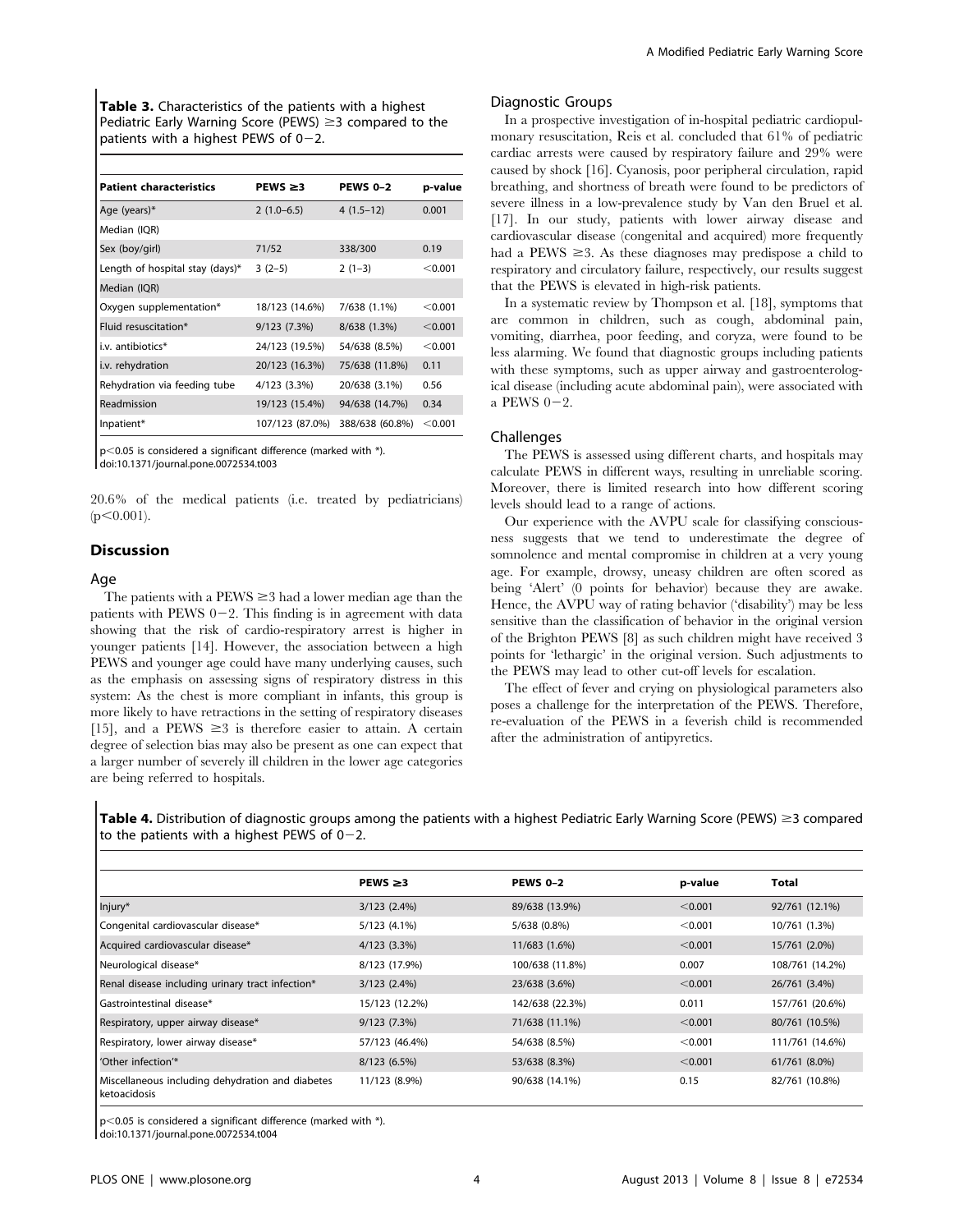**Table 3.** Characteristics of the patients with a highest Pediatric Early Warning Score (PEWS) ≥3 compared to the patients with a highest PEWS of 0−2.

| Patient characteristics | PEWS ≥3 | PEWS 0–2 | p-value |
|---|---|---|---|
| Age (years)* | 2 (1.0–6.5) | 4 (1.5–12) | 0.001 |
| Median (IQR) | | | |
| Sex (boy/girl) | 71/52 | 338/300 | 0.19 |
| Length of hospital stay (days)* | 3 (2–5) | 2 (1–3) | <0.001 |
| Median (IQR) | | | |
| Oxygen supplementation* | 18/123 (14.6%) | 7/638 (1.1%) | <0.001 |
| Fluid resuscitation* | 9/123 (7.3%) | 8/638 (1.3%) | <0.001 |
| i.v. antibiotics* | 24/123 (19.5%) | 54/638 (8.5%) | <0.001 |
| i.v. rehydration | 20/123 (16.3%) | 75/638 (11.8%) | 0.11 |
| Rehydration via feeding tube | 4/123 (3.3%) | 20/638 (3.1%) | 0.56 |
| Readmission | 19/123 (15.4%) | 94/638 (14.7%) | 0.34 |
| Inpatient* | 107/123 (87.0%) | 388/638 (60.8%) | <0.001 |

p<0.05 is considered a significant difference (marked with *).
doi:10.1371/journal.pone.0072534.t003

20.6% of the medical patients (i.e. treated by pediatricians) (p<0.001).

## Discussion

### Age

The patients with a PEWS ≥3 had a lower median age than the patients with PEWS 0−2. This finding is in agreement with data showing that the risk of cardio-respiratory arrest is higher in younger patients [14]. However, the association between a high PEWS and younger age could have many underlying causes, such as the emphasis on assessing signs of respiratory distress in this system: As the chest is more compliant in infants, this group is more likely to have retractions in the setting of respiratory diseases [15], and a PEWS ≥3 is therefore easier to attain. A certain degree of selection bias may also be present as one can expect that a larger number of severely ill children in the lower age categories are being referred to hospitals.

### Diagnostic Groups

In a prospective investigation of in-hospital pediatric cardiopulmonary resuscitation, Reis et al. concluded that 61% of pediatric cardiac arrests were caused by respiratory failure and 29% were caused by shock [16]. Cyanosis, poor peripheral circulation, rapid breathing, and shortness of breath were found to be predictors of severe illness in a low-prevalence study by Van den Bruel et al. [17]. In our study, patients with lower airway disease and cardiovascular disease (congenital and acquired) more frequently had a PEWS ≥3. As these diagnoses may predispose a child to respiratory and circulatory failure, respectively, our results suggest that the PEWS is elevated in high-risk patients.

In a systematic review by Thompson et al. [18], symptoms that are common in children, such as cough, abdominal pain, vomiting, diarrhea, poor feeding, and coryza, were found to be less alarming. We found that diagnostic groups including patients with these symptoms, such as upper airway and gastroenterological disease (including acute abdominal pain), were associated with a PEWS 0−2.

### Challenges

The PEWS is assessed using different charts, and hospitals may calculate PEWS in different ways, resulting in unreliable scoring. Moreover, there is limited research into how different scoring levels should lead to a range of actions.

Our experience with the AVPU scale for classifying consciousness suggests that we tend to underestimate the degree of somnolence and mental compromise in children at a very young age. For example, drowsy, uneasy children are often scored as being 'Alert' (0 points for behavior) because they are awake. Hence, the AVPU way of rating behavior ('disability') may be less sensitive than the classification of behavior in the original version of the Brighton PEWS [8] as such children might have received 3 points for 'lethargic' in the original version. Such adjustments to the PEWS may lead to other cut-off levels for escalation.

The effect of fever and crying on physiological parameters also poses a challenge for the interpretation of the PEWS. Therefore, re-evaluation of the PEWS in a feverish child is recommended after the administration of antipyretics.

**Table 4.** Distribution of diagnostic groups among the patients with a highest Pediatric Early Warning Score (PEWS) ≥3 compared to the patients with a highest PEWS of 0−2.

| | PEWS ≥3 | PEWS 0–2 | p-value | Total |
|---|---|---|---|---|
| Injury* | 3/123 (2.4%) | 89/638 (13.9%) | <0.001 | 92/761 (12.1%) |
| Congenital cardiovascular disease* | 5/123 (4.1%) | 5/638 (0.8%) | <0.001 | 10/761 (1.3%) |
| Acquired cardiovascular disease* | 4/123 (3.3%) | 11/683 (1.6%) | <0.001 | 15/761 (2.0%) |
| Neurological disease* | 8/123 (17.9%) | 100/638 (11.8%) | 0.007 | 108/761 (14.2%) |
| Renal disease including urinary tract infection* | 3/123 (2.4%) | 23/638 (3.6%) | <0.001 | 26/761 (3.4%) |
| Gastrointestinal disease* | 15/123 (12.2%) | 142/638 (22.3%) | 0.011 | 157/761 (20.6%) |
| Respiratory, upper airway disease* | 9/123 (7.3%) | 71/638 (11.1%) | <0.001 | 80/761 (10.5%) |
| Respiratory, lower airway disease* | 57/123 (46.4%) | 54/638 (8.5%) | <0.001 | 111/761 (14.6%) |
| 'Other infection'* | 8/123 (6.5%) | 53/638 (8.3%) | <0.001 | 61/761 (8.0%) |
| Miscellaneous including dehydration and diabetes ketoacidosis | 11/123 (8.9%) | 90/638 (14.1%) | 0.15 | 82/761 (10.8%) |

p<0.05 is considered a significant difference (marked with *).
doi:10.1371/journal.pone.0072534.t004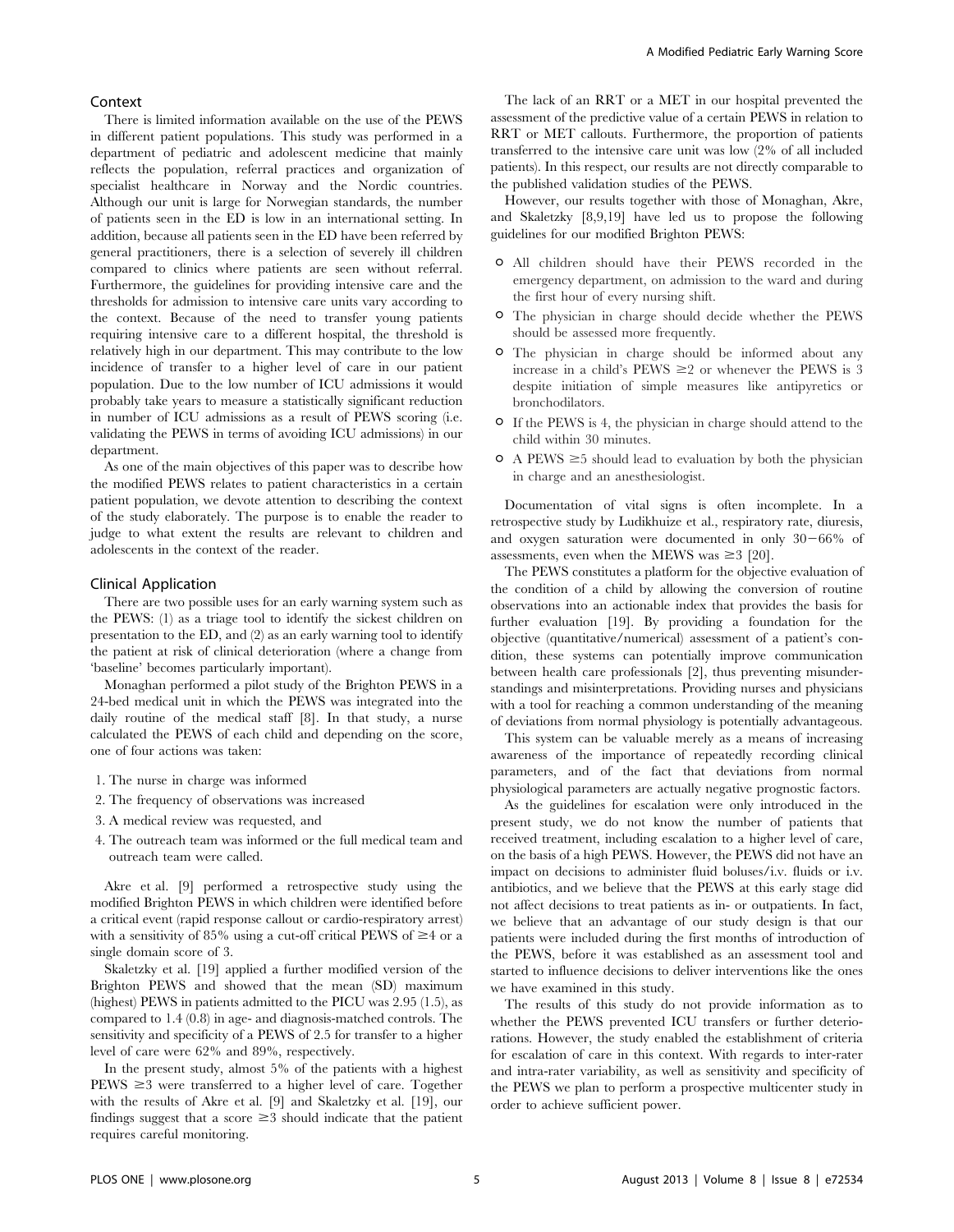### Context

There is limited information available on the use of the PEWS in different patient populations. This study was performed in a department of pediatric and adolescent medicine that mainly reflects the population, referral practices and organization of specialist healthcare in Norway and the Nordic countries. Although our unit is large for Norwegian standards, the number of patients seen in the ED is low in an international setting. In addition, because all patients seen in the ED have been referred by general practitioners, there is a selection of severely ill children compared to clinics where patients are seen without referral. Furthermore, the guidelines for providing intensive care and the thresholds for admission to intensive care units vary according to the context. Because of the need to transfer young patients requiring intensive care to a different hospital, the threshold is relatively high in our department. This may contribute to the low incidence of transfer to a higher level of care in our patient population. Due to the low number of ICU admissions it would probably take years to measure a statistically significant reduction in number of ICU admissions as a result of PEWS scoring (i.e. validating the PEWS in terms of avoiding ICU admissions) in our department.

As one of the main objectives of this paper was to describe how the modified PEWS relates to patient characteristics in a certain patient population, we devote attention to describing the context of the study elaborately. The purpose is to enable the reader to judge to what extent the results are relevant to children and adolescents in the context of the reader.

### Clinical Application

There are two possible uses for an early warning system such as the PEWS: (1) as a triage tool to identify the sickest children on presentation to the ED, and (2) as an early warning tool to identify the patient at risk of clinical deterioration (where a change from 'baseline' becomes particularly important).

Monaghan performed a pilot study of the Brighton PEWS in a 24-bed medical unit in which the PEWS was integrated into the daily routine of the medical staff [8]. In that study, a nurse calculated the PEWS of each child and depending on the score, one of four actions was taken:

1. The nurse in charge was informed
2. The frequency of observations was increased
3. A medical review was requested, and
4. The outreach team was informed or the full medical team and outreach team were called.

Akre et al. [9] performed a retrospective study using the modified Brighton PEWS in which children were identified before a critical event (rapid response callout or cardio-respiratory arrest) with a sensitivity of 85% using a cut-off critical PEWS of $\geq$4 or a single domain score of 3.

Skaletzky et al. [19] applied a further modified version of the Brighton PEWS and showed that the mean (SD) maximum (highest) PEWS in patients admitted to the PICU was 2.95 (1.5), as compared to 1.4 (0.8) in age- and diagnosis-matched controls. The sensitivity and specificity of a PEWS of 2.5 for transfer to a higher level of care were 62% and 89%, respectively.

In the present study, almost 5% of the patients with a highest PEWS $\geq$3 were transferred to a higher level of care. Together with the results of Akre et al. [9] and Skaletzky et al. [19], our findings suggest that a score $\geq$3 should indicate that the patient requires careful monitoring.

The lack of an RRT or a MET in our hospital prevented the assessment of the predictive value of a certain PEWS in relation to RRT or MET callouts. Furthermore, the proportion of patients transferred to the intensive care unit was low (2% of all included patients). In this respect, our results are not directly comparable to the published validation studies of the PEWS.

However, our results together with those of Monaghan, Akre, and Skaletzky [8,9,19] have led us to propose the following guidelines for our modified Brighton PEWS:

- All children should have their PEWS recorded in the emergency department, on admission to the ward and during the first hour of every nursing shift.
- The physician in charge should decide whether the PEWS should be assessed more frequently.
- The physician in charge should be informed about any increase in a child's PEWS $\geq$2 or whenever the PEWS is 3 despite initiation of simple measures like antipyretics or bronchodilators.
- If the PEWS is 4, the physician in charge should attend to the child within 30 minutes.
- A PEWS $\geq$5 should lead to evaluation by both the physician in charge and an anesthesiologist.

Documentation of vital signs is often incomplete. In a retrospective study by Ludikhuize et al., respiratory rate, diuresis, and oxygen saturation were documented in only 30−66% of assessments, even when the MEWS was $\geq$3 [20].

The PEWS constitutes a platform for the objective evaluation of the condition of a child by allowing the conversion of routine observations into an actionable index that provides the basis for further evaluation [19]. By providing a foundation for the objective (quantitative/numerical) assessment of a patient's condition, these systems can potentially improve communication between health care professionals [2], thus preventing misunderstandings and misinterpretations. Providing nurses and physicians with a tool for reaching a common understanding of the meaning of deviations from normal physiology is potentially advantageous.

This system can be valuable merely as a means of increasing awareness of the importance of repeatedly recording clinical parameters, and of the fact that deviations from normal physiological parameters are actually negative prognostic factors.

As the guidelines for escalation were only introduced in the present study, we do not know the number of patients that received treatment, including escalation to a higher level of care, on the basis of a high PEWS. However, the PEWS did not have an impact on decisions to administer fluid boluses/i.v. fluids or i.v. antibiotics, and we believe that the PEWS at this early stage did not affect decisions to treat patients as in- or outpatients. In fact, we believe that an advantage of our study design is that our patients were included during the first months of introduction of the PEWS, before it was established as an assessment tool and started to influence decisions to deliver interventions like the ones we have examined in this study.

The results of this study do not provide information as to whether the PEWS prevented ICU transfers or further deteriorations. However, the study enabled the establishment of criteria for escalation of care in this context. With regards to inter-rater and intra-rater variability, as well as sensitivity and specificity of the PEWS we plan to perform a prospective multicenter study in order to achieve sufficient power.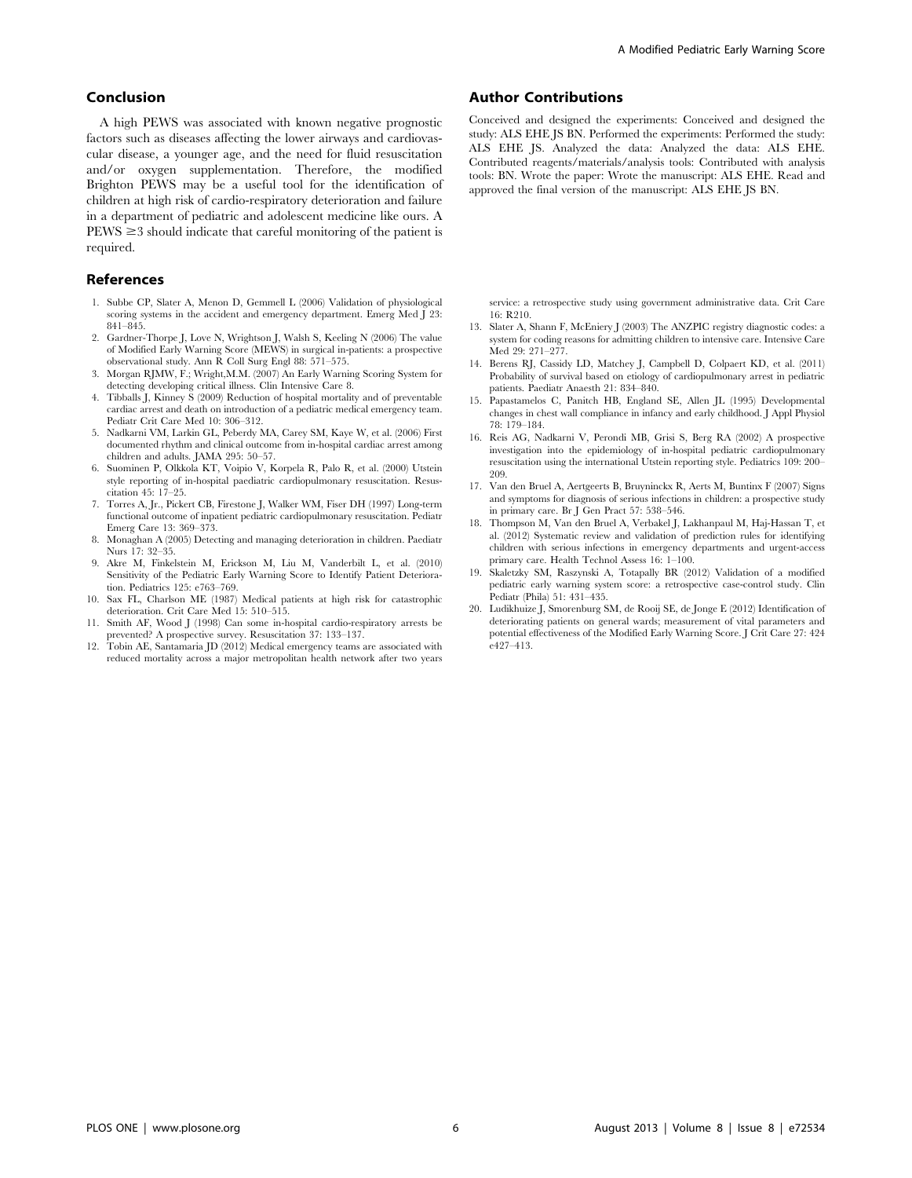## Conclusion

A high PEWS was associated with known negative prognostic factors such as diseases affecting the lower airways and cardiovascular disease, a younger age, and the need for fluid resuscitation and/or oxygen supplementation. Therefore, the modified Brighton PEWS may be a useful tool for the identification of children at high risk of cardio-respiratory deterioration and failure in a department of pediatric and adolescent medicine like ours. A PEWS $\geq 3$ should indicate that careful monitoring of the patient is required.

## Author Contributions

Conceived and designed the experiments: Conceived and designed the study: ALS EHE JS BN. Performed the experiments: Performed the study: ALS EHE JS. Analyzed the data: Analyzed the data: ALS EHE. Contributed reagents/materials/analysis tools: Contributed with analysis tools: BN. Wrote the paper: Wrote the manuscript: ALS EHE. Read and approved the final version of the manuscript: ALS EHE JS BN.

## References

1. Subbe CP, Slater A, Menon D, Gemmell L (2006) Validation of physiological scoring systems in the accident and emergency department. Emerg Med J 23: 841–845.
2. Gardner-Thorpe J, Love N, Wrightson J, Walsh S, Keeling N (2006) The value of Modified Early Warning Score (MEWS) in surgical in-patients: a prospective observational study. Ann R Coll Surg Engl 88: 571–575.
3. Morgan RJMW, F.; Wright,M.M. (2007) An Early Warning Scoring System for detecting developing critical illness. Clin Intensive Care 8.
4. Tibballs J, Kinney S (2009) Reduction of hospital mortality and of preventable cardiac arrest and death on introduction of a pediatric medical emergency team. Pediatr Crit Care Med 10: 306–312.
5. Nadkarni VM, Larkin GL, Peberdy MA, Carey SM, Kaye W, et al. (2006) First documented rhythm and clinical outcome from in-hospital cardiac arrest among children and adults. JAMA 295: 50–57.
6. Suominen P, Olkkola KT, Voipio V, Korpela R, Palo R, et al. (2000) Utstein style reporting of in-hospital paediatric cardiopulmonary resuscitation. Resuscitation 45: 17–25.
7. Torres A, Jr., Pickert CB, Firestone J, Walker WM, Fiser DH (1997) Long-term functional outcome of inpatient pediatric cardiopulmonary resuscitation. Pediatr Emerg Care 13: 369–373.
8. Monaghan A (2005) Detecting and managing deterioration in children. Paediatr Nurs 17: 32–35.
9. Akre M, Finkelstein M, Erickson M, Liu M, Vanderbilt L, et al. (2010) Sensitivity of the Pediatric Early Warning Score to Identify Patient Deterioration. Pediatrics 125: e763–769.
10. Sax FL, Charlson ME (1987) Medical patients at high risk for catastrophic deterioration. Crit Care Med 15: 510–515.
11. Smith AF, Wood J (1998) Can some in-hospital cardio-respiratory arrests be prevented? A prospective survey. Resuscitation 37: 133–137.
12. Tobin AE, Santamaria JD (2012) Medical emergency teams are associated with reduced mortality across a major metropolitan health network after two years service: a retrospective study using government administrative data. Crit Care 16: R210.
13. Slater A, Shann F, McEniery J (2003) The ANZPIC registry diagnostic codes: a system for coding reasons for admitting children to intensive care. Intensive Care Med 29: 271–277.
14. Berens RJ, Cassidy LD, Matchey J, Campbell D, Colpaert KD, et al. (2011) Probability of survival based on etiology of cardiopulmonary arrest in pediatric patients. Paediatr Anaesth 21: 834–840.
15. Papastamelos C, Panitch HB, England SE, Allen JL (1995) Developmental changes in chest wall compliance in infancy and early childhood. J Appl Physiol 78: 179–184.
16. Reis AG, Nadkarni V, Perondi MB, Grisi S, Berg RA (2002) A prospective investigation into the epidemiology of in-hospital pediatric cardiopulmonary resuscitation using the international Utstein reporting style. Pediatrics 109: 200–209.
17. Van den Bruel A, Aertgeerts B, Bruyninckx R, Aerts M, Buntinx F (2007) Signs and symptoms for diagnosis of serious infections in children: a prospective study in primary care. Br J Gen Pract 57: 538–546.
18. Thompson M, Van den Bruel A, Verbakel J, Lakhanpaul M, Haj-Hassan T, et al. (2012) Systematic review and validation of prediction rules for identifying children with serious infections in emergency departments and urgent-access primary care. Health Technol Assess 16: 1–100.
19. Skaletzky SM, Raszynski A, Totapally BR (2012) Validation of a modified pediatric early warning system score: a retrospective case-control study. Clin Pediatr (Phila) 51: 431–435.
20. Ludikhuize J, Smorenburg SM, de Rooij SE, de Jonge E (2012) Identification of deteriorating patients on general wards; measurement of vital parameters and potential effectiveness of the Modified Early Warning Score. J Crit Care 27: 424 e427–413.